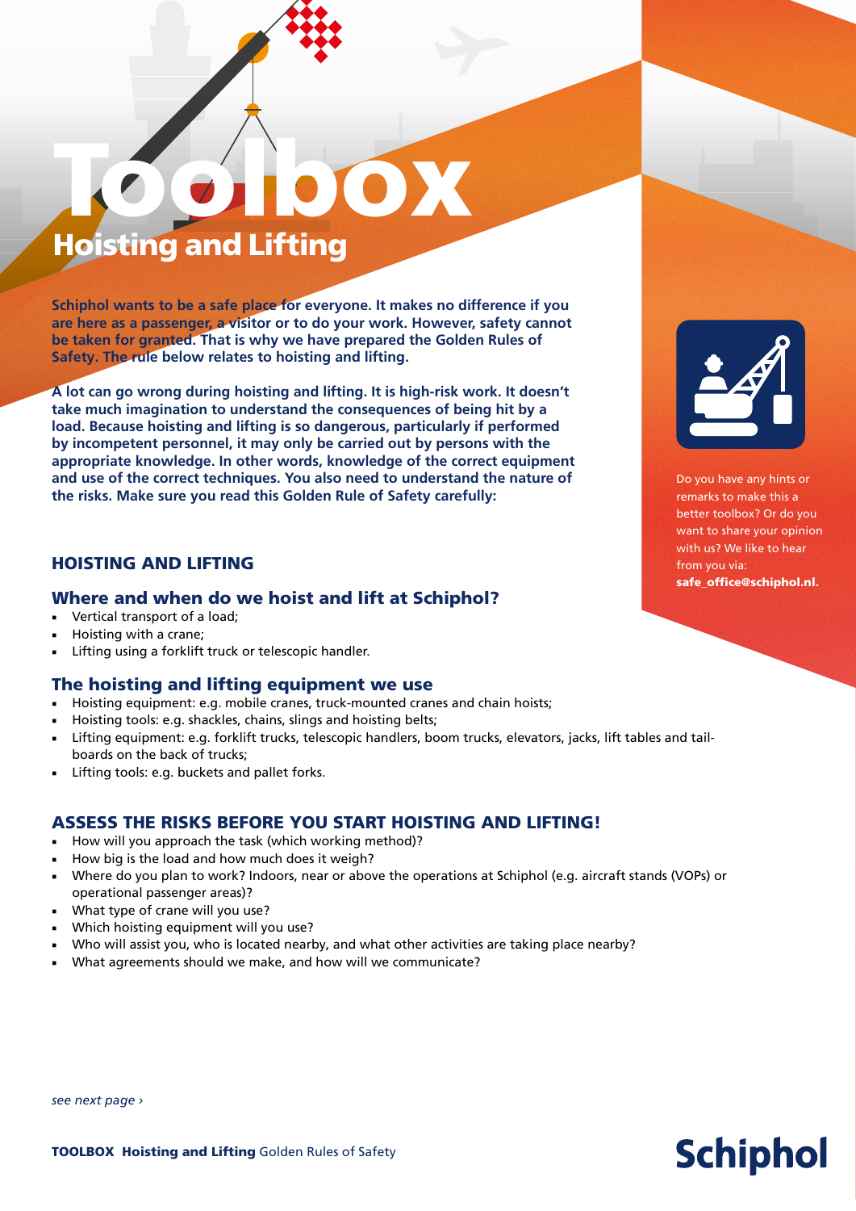# Toolbox

## Hoisting and Lifting

**Schiphol wants to be a safe place for everyone. It makes no difference if you are here as a passenger, a visitor or to do your work. However, safety cannot be taken for granted. That is why we have prepared the Golden Rules of Safety. The rule below relates to hoisting and lifting.**

**A lot can go wrong during hoisting and lifting. It is high-risk work. It doesn't take much imagination to understand the consequences of being hit by a load. Because hoisting and lifting is so dangerous, particularly if performed by incompetent personnel, it may only be carried out by persons with the appropriate knowledge. In other words, knowledge of the correct equipment and use of the correct techniques. You also need to understand the nature of the risks. Make sure you read this Golden Rule of Safety carefully:**

Do you have any hints or remarks to make this a better toolbox? Or do you want to share your opinion with us? We like to hear from you via: **safe_office@schiphol.nl.**

## HOISTING AND LIFTING

### Where and when do we hoist and lift at Schiphol?

- Vertical transport of a load;
- Hoisting with a crane;
- Lifting using a forklift truck or telescopic handler.

### The hoisting and lifting equipment we use

- Hoisting equipment: e.g. mobile cranes, truck-mounted cranes and chain hoists;
- Hoisting tools: e.g. shackles, chains, slings and hoisting belts;
- Lifting equipment: e.g. forklift trucks, telescopic handlers, boom trucks, elevators, jacks, lift tables and tail-boards on the back of trucks;
- Lifting tools: e.g. buckets and pallet forks.

## ASSESS THE RISKS BEFORE YOU START HOISTING AND LIFTING!

- How will you approach the task (which working method)?
- How big is the load and how much does it weigh?
- Where do you plan to work? Indoors, near or above the operations at Schiphol (e.g. aircraft stands (VOPs) or operational passenger areas)?
- What type of crane will you use?
- Which hoisting equipment will you use?
- Who will assist you, who is located nearby, and what other activities are taking place nearby?
- What agreements should we make, and how will we communicate?

*see next page ›*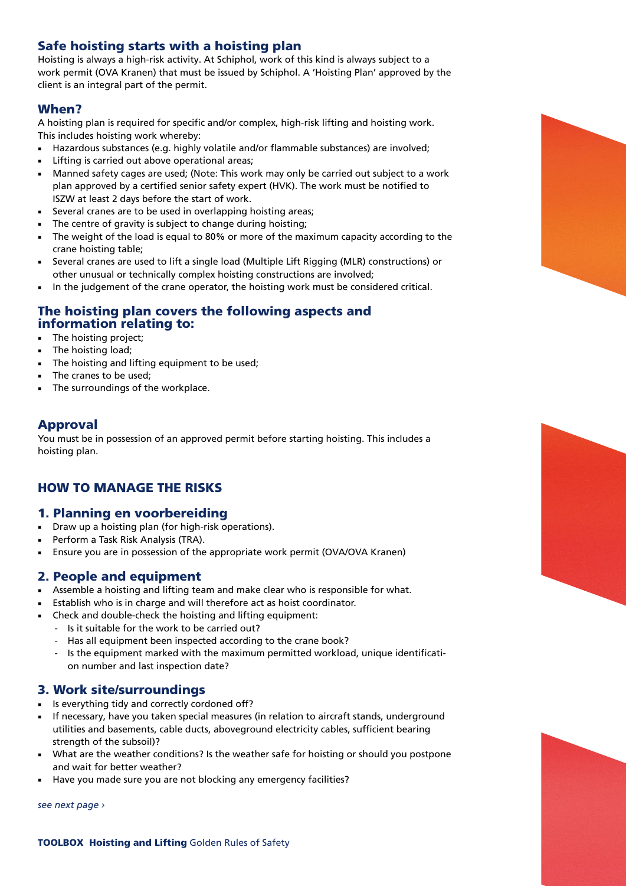## Safe hoisting starts with a hoisting plan

Hoisting is always a high-risk activity. At Schiphol, work of this kind is always subject to a work permit (OVA Kranen) that must be issued by Schiphol. A 'Hoisting Plan' approved by the client is an integral part of the permit.

## When?

A hoisting plan is required for specific and/or complex, high-risk lifting and hoisting work. This includes hoisting work whereby:

- Hazardous substances (e.g. highly volatile and/or flammable substances) are involved;
- Lifting is carried out above operational areas;
- Manned safety cages are used; (Note: This work may only be carried out subject to a work plan approved by a certified senior safety expert (HVK). The work must be notified to ISZW at least 2 days before the start of work.
- Several cranes are to be used in overlapping hoisting areas;
- The centre of gravity is subject to change during hoisting;
- The weight of the load is equal to 80% or more of the maximum capacity according to the crane hoisting table;
- Several cranes are used to lift a single load (Multiple Lift Rigging (MLR) constructions) or other unusual or technically complex hoisting constructions are involved;
- In the judgement of the crane operator, the hoisting work must be considered critical.

## The hoisting plan covers the following aspects and information relating to:

- The hoisting project;
- The hoisting load;
- The hoisting and lifting equipment to be used;
- The cranes to be used;
- The surroundings of the workplace.

## Approval

You must be in possession of an approved permit before starting hoisting. This includes a hoisting plan.

## HOW TO MANAGE THE RISKS

### 1. Planning en voorbereiding

- Draw up a hoisting plan (for high-risk operations).
- Perform a Task Risk Analysis (TRA).
- Ensure you are in possession of the appropriate work permit (OVA/OVA Kranen)

### 2. People and equipment

- Assemble a hoisting and lifting team and make clear who is responsible for what.
- Establish who is in charge and will therefore act as hoist coordinator.
- Check and double-check the hoisting and lifting equipment:
  - Is it suitable for the work to be carried out?
  - Has all equipment been inspected according to the crane book?
  - Is the equipment marked with the maximum permitted workload, unique identification number and last inspection date?

### 3. Work site/surroundings

- Is everything tidy and correctly cordoned off?
- If necessary, have you taken special measures (in relation to aircraft stands, underground utilities and basements, cable ducts, aboveground electricity cables, sufficient bearing strength of the subsoil)?
- What are the weather conditions? Is the weather safe for hoisting or should you postpone and wait for better weather?
- Have you made sure you are not blocking any emergency facilities?

*see next page ›*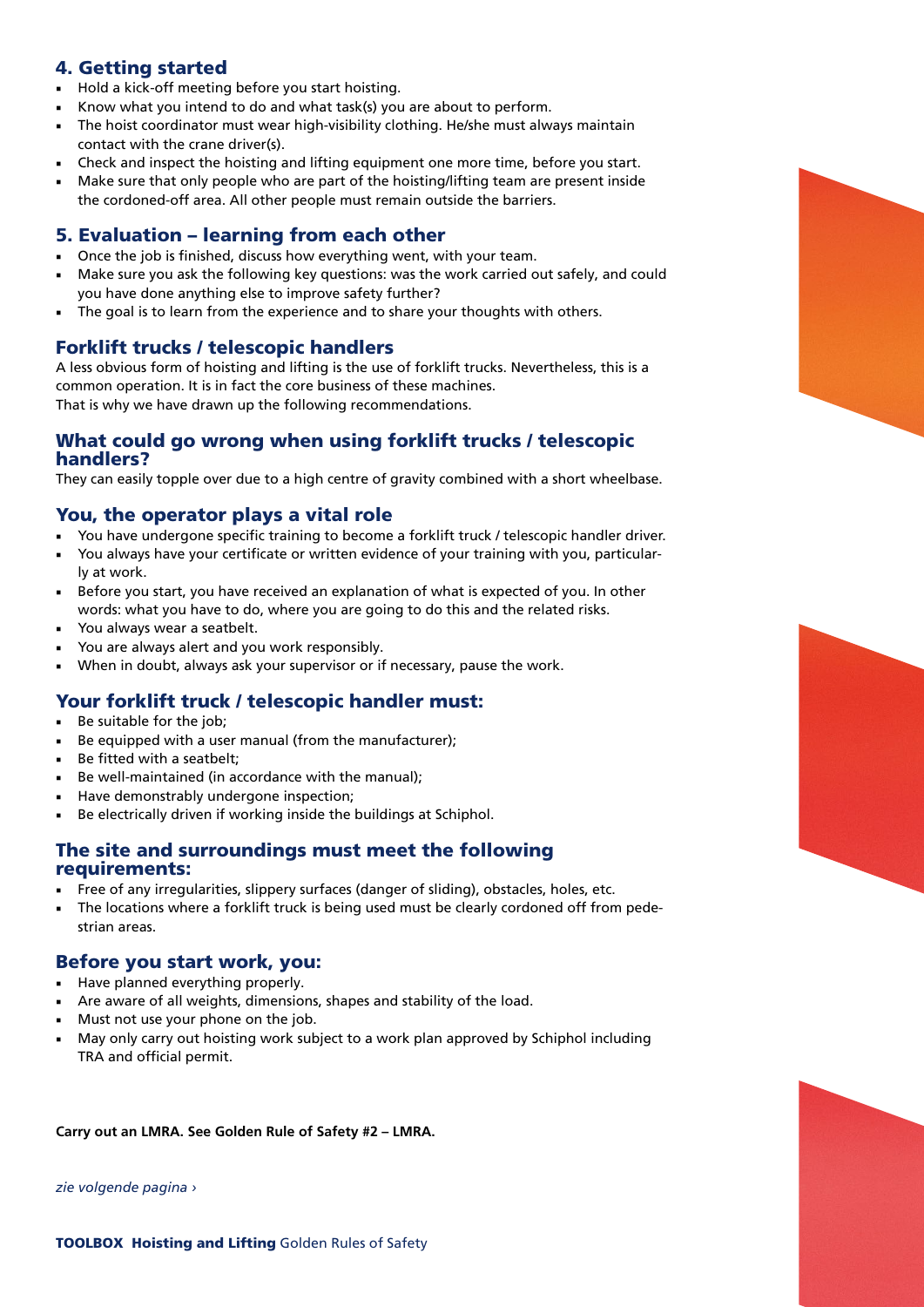## 4. Getting started

- Hold a kick-off meeting before you start hoisting.
- Know what you intend to do and what task(s) you are about to perform.
- The hoist coordinator must wear high-visibility clothing. He/she must always maintain contact with the crane driver(s).
- Check and inspect the hoisting and lifting equipment one more time, before you start.
- Make sure that only people who are part of the hoisting/lifting team are present inside the cordoned-off area. All other people must remain outside the barriers.

## 5. Evaluation – learning from each other

- Once the job is finished, discuss how everything went, with your team.
- Make sure you ask the following key questions: was the work carried out safely, and could you have done anything else to improve safety further?
- The goal is to learn from the experience and to share your thoughts with others.

## Forklift trucks / telescopic handlers

A less obvious form of hoisting and lifting is the use of forklift trucks. Nevertheless, this is a common operation. It is in fact the core business of these machines.
That is why we have drawn up the following recommendations.

## What could go wrong when using forklift trucks / telescopic handlers?

They can easily topple over due to a high centre of gravity combined with a short wheelbase.

## You, the operator plays a vital role

- You have undergone specific training to become a forklift truck / telescopic handler driver.
- You always have your certificate or written evidence of your training with you, particularly at work.
- Before you start, you have received an explanation of what is expected of you. In other words: what you have to do, where you are going to do this and the related risks.
- You always wear a seatbelt.
- You are always alert and you work responsibly.
- When in doubt, always ask your supervisor or if necessary, pause the work.

## Your forklift truck / telescopic handler must:

- Be suitable for the job;
- Be equipped with a user manual (from the manufacturer);
- Be fitted with a seatbelt;
- Be well-maintained (in accordance with the manual);
- Have demonstrably undergone inspection;
- Be electrically driven if working inside the buildings at Schiphol.

## The site and surroundings must meet the following requirements:

- Free of any irregularities, slippery surfaces (danger of sliding), obstacles, holes, etc.
- The locations where a forklift truck is being used must be clearly cordoned off from pedestrian areas.

## Before you start work, you:

- Have planned everything properly.
- Are aware of all weights, dimensions, shapes and stability of the load.
- Must not use your phone on the job.
- May only carry out hoisting work subject to a work plan approved by Schiphol including TRA and official permit.

**Carry out an LMRA. See Golden Rule of Safety #2 – LMRA.**

*zie volgende pagina ›*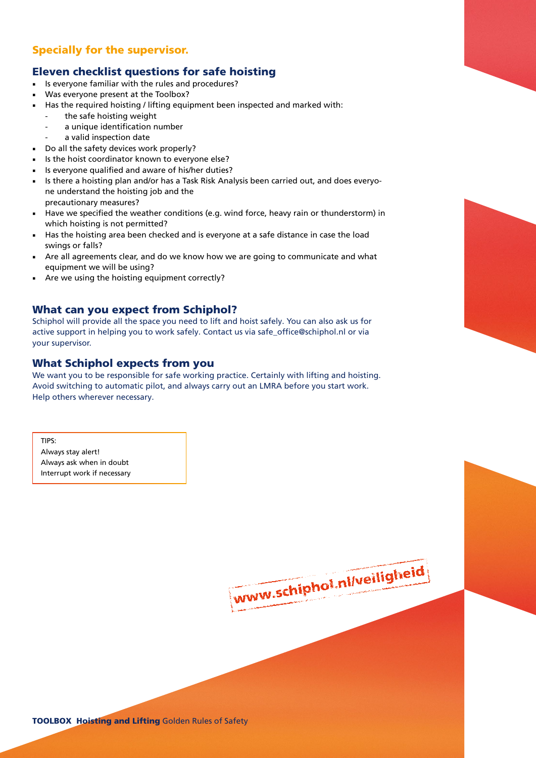**Specially for the supervisor.**

## Eleven checklist questions for safe hoisting

- Is everyone familiar with the rules and procedures?
- Was everyone present at the Toolbox?
- Has the required hoisting / lifting equipment been inspected and marked with:
  - the safe hoisting weight
  - a unique identification number
  - a valid inspection date
- Do all the safety devices work properly?
- Is the hoist coordinator known to everyone else?
- Is everyone qualified and aware of his/her duties?
- Is there a hoisting plan and/or has a Task Risk Analysis been carried out, and does everyone understand the hoisting job and the precautionary measures?
- Have we specified the weather conditions (e.g. wind force, heavy rain or thunderstorm) in which hoisting is not permitted?
- Has the hoisting area been checked and is everyone at a safe distance in case the load swings or falls?
- Are all agreements clear, and do we know how we are going to communicate and what equipment we will be using?
- Are we using the hoisting equipment correctly?

## What can you expect from Schiphol?

Schiphol will provide all the space you need to lift and hoist safely. You can also ask us for active support in helping you to work safely. Contact us via safe_office@schiphol.nl or via your supervisor.

## What Schiphol expects from you

We want you to be responsible for safe working practice. Certainly with lifting and hoisting. Avoid switching to automatic pilot, and always carry out an LMRA before you start work. Help others wherever necessary.

TIPS:
Always stay alert!
Always ask when in doubt
Interrupt work if necessary

www.schiphol.nl/veiligheid

**TOOLBOX Hoisting and Lifting** Golden Rules of Safety